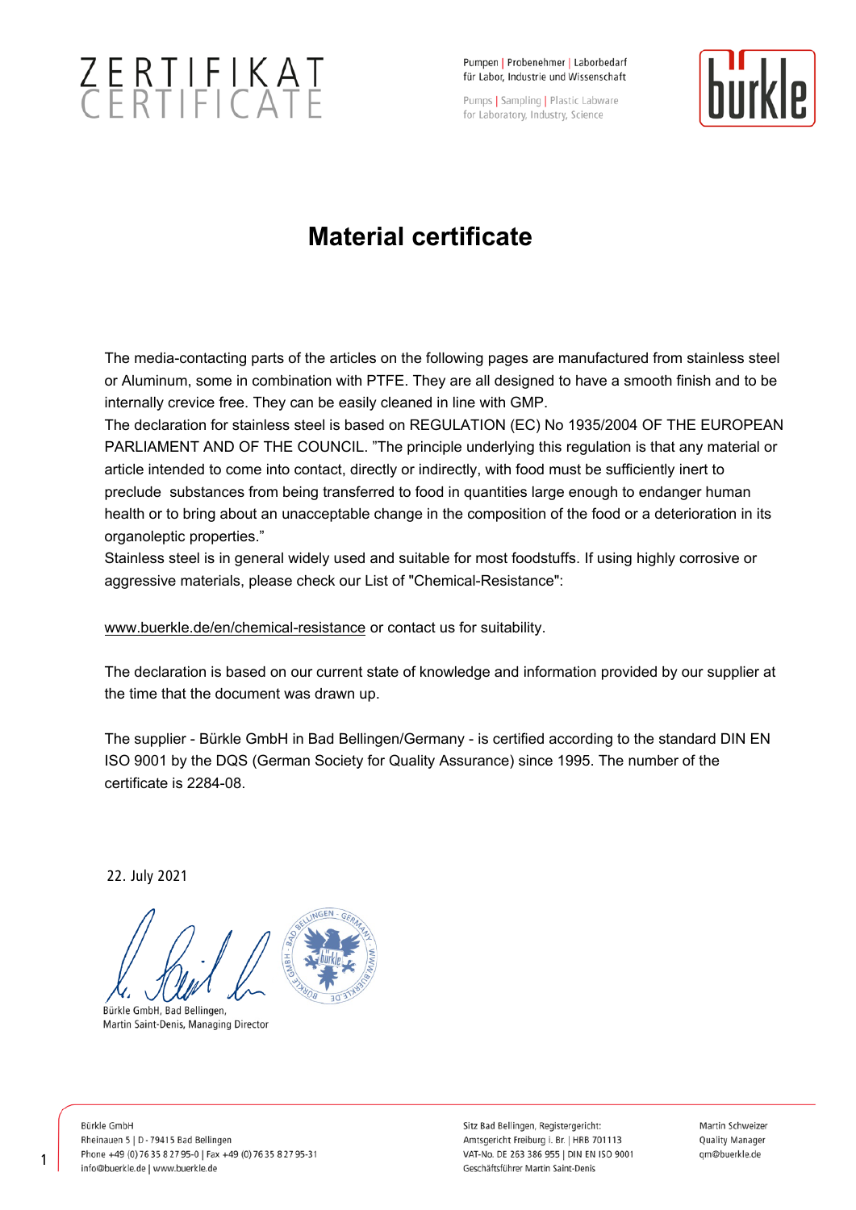# ZERTIFIKAT
# CERTIFICATE

Pumpen | Probenehmer | Laborbedarf
für Labor, Industrie und Wissenschaft

Pumps | Sampling | Plastic Labware
for Laboratory, Industry, Science

## Material certificate

The media-contacting parts of the articles on the following pages are manufactured from stainless steel or Aluminum, some in combination with PTFE. They are all designed to have a smooth finish and to be internally crevice free. They can be easily cleaned in line with GMP.
The declaration for stainless steel is based on REGULATION (EC) No 1935/2004 OF THE EUROPEAN PARLIAMENT AND OF THE COUNCIL. "The principle underlying this regulation is that any material or article intended to come into contact, directly or indirectly, with food must be sufficiently inert to preclude substances from being transferred to food in quantities large enough to endanger human health or to bring about an unacceptable change in the composition of the food or a deterioration in its organoleptic properties."
Stainless steel is in general widely used and suitable for most foodstuffs. If using highly corrosive or aggressive materials, please check our List of "Chemical-Resistance":

www.buerkle.de/en/chemical-resistance or contact us for suitability.

The declaration is based on our current state of knowledge and information provided by our supplier at the time that the document was drawn up.

The supplier - Bürkle GmbH in Bad Bellingen/Germany - is certified according to the standard DIN EN ISO 9001 by the DQS (German Society for Quality Assurance) since 1995. The number of the certificate is 2284-08.

22. July 2021

Bürkle GmbH, Bad Bellingen,
Martin Saint-Denis, Managing Director

Bürkle GmbH
Rheinauen 5 | D - 79415 Bad Bellingen
Phone +49 (0) 76 35 8 27 95-0 | Fax +49 (0) 76 35 8 27 95-31
info@buerkle.de | www.buerkle.de

Sitz Bad Bellingen, Registergericht:
Amtsgericht Freiburg i. Br. | HRB 701113
VAT-No. DE 263 386 955 | DIN EN ISO 9001
Geschäftsführer Martin Saint-Denis

Martin Schweizer
Quality Manager
qm@buerkle.de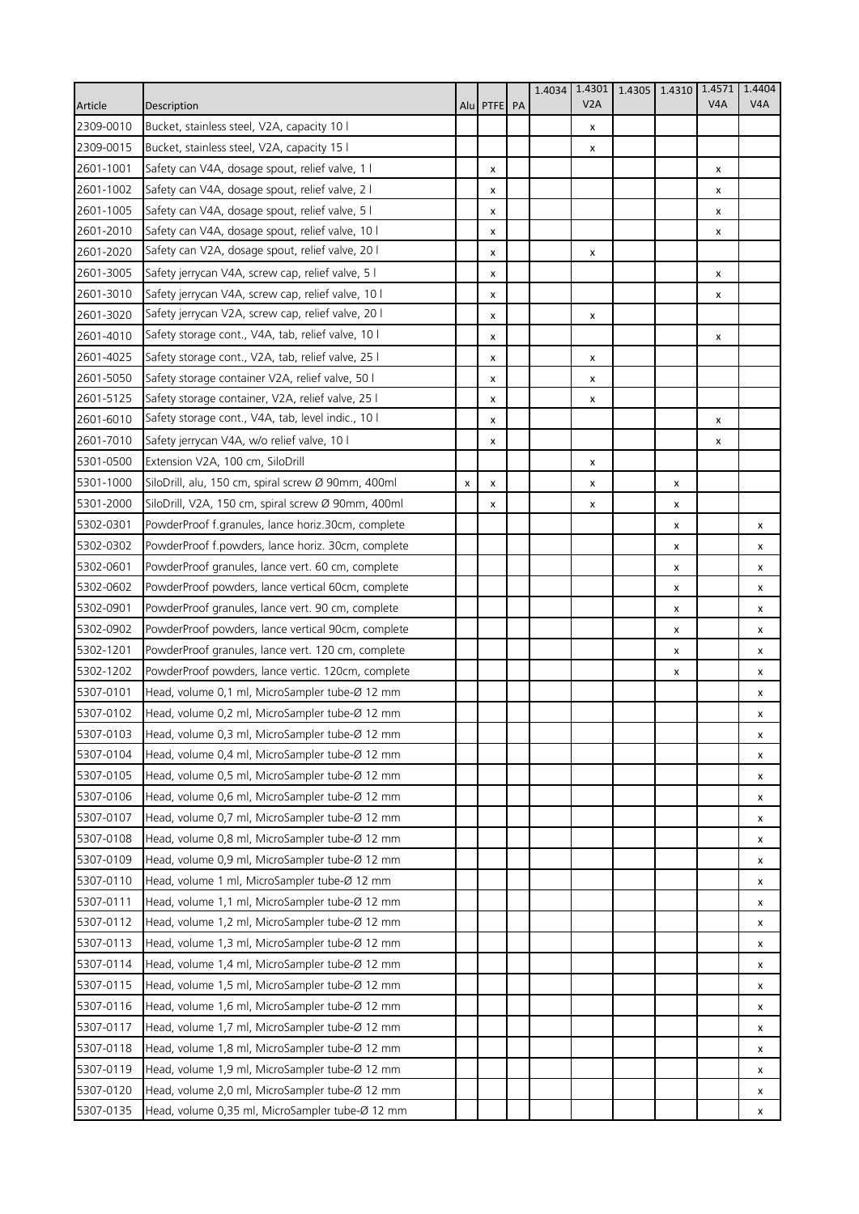| Article | Description | Alu | PTFE | PA | 1.4034 | 1.4301 V2A | 1.4305 | 1.4310 | 1.4571 V4A | 1.4404 V4A |
|---|---|---|---|---|---|---|---|---|---|---|
| 2309-0010 | Bucket, stainless steel, V2A, capacity 10 l | | | | | x | | | | |
| 2309-0015 | Bucket, stainless steel, V2A, capacity 15 l | | | | | x | | | | |
| 2601-1001 | Safety can V4A, dosage spout, relief valve, 1 l | | x | | | | | | x | |
| 2601-1002 | Safety can V4A, dosage spout, relief valve, 2 l | | x | | | | | | x | |
| 2601-1005 | Safety can V4A, dosage spout, relief valve, 5 l | | x | | | | | | x | |
| 2601-2010 | Safety can V4A, dosage spout, relief valve, 10 l | | x | | | | | | x | |
| 2601-2020 | Safety can V2A, dosage spout, relief valve, 20 l | | x | | | x | | | | |
| 2601-3005 | Safety jerrycan V4A, screw cap, relief valve, 5 l | | x | | | | | | x | |
| 2601-3010 | Safety jerrycan V4A, screw cap, relief valve, 10 l | | x | | | | | | x | |
| 2601-3020 | Safety jerrycan V2A, screw cap, relief valve, 20 l | | x | | | x | | | | |
| 2601-4010 | Safety storage cont., V4A, tab, relief valve, 10 l | | x | | | | | | x | |
| 2601-4025 | Safety storage cont., V2A, tab, relief valve, 25 l | | x | | | x | | | | |
| 2601-5050 | Safety storage container V2A, relief valve, 50 l | | x | | | x | | | | |
| 2601-5125 | Safety storage container, V2A, relief valve, 25 l | | x | | | x | | | | |
| 2601-6010 | Safety storage cont., V4A, tab, level indic., 10 l | | x | | | | | | x | |
| 2601-7010 | Safety jerrycan V4A, w/o relief valve, 10 l | | x | | | | | | x | |
| 5301-0500 | Extension V2A, 100 cm, SiloDrill | | | | | x | | | | |
| 5301-1000 | SiloDrill, alu, 150 cm, spiral screw Ø 90mm, 400ml | x | x | | | x | | x | | |
| 5301-2000 | SiloDrill, V2A, 150 cm, spiral screw Ø 90mm, 400ml | | x | | | x | | x | | |
| 5302-0301 | PowderProof f.granules, lance horiz.30cm, complete | | | | | | | x | | x |
| 5302-0302 | PowderProof f.powders, lance horiz. 30cm, complete | | | | | | | x | | x |
| 5302-0601 | PowderProof granules, lance vert. 60 cm, complete | | | | | | | x | | x |
| 5302-0602 | PowderProof powders, lance vertical 60cm, complete | | | | | | | x | | x |
| 5302-0901 | PowderProof granules, lance vert. 90 cm, complete | | | | | | | x | | x |
| 5302-0902 | PowderProof powders, lance vertical 90cm, complete | | | | | | | x | | x |
| 5302-1201 | PowderProof granules, lance vert. 120 cm, complete | | | | | | | x | | x |
| 5302-1202 | PowderProof powders, lance vertic. 120cm, complete | | | | | | | x | | x |
| 5307-0101 | Head, volume 0,1 ml, MicroSampler tube-Ø 12 mm | | | | | | | | | x |
| 5307-0102 | Head, volume 0,2 ml, MicroSampler tube-Ø 12 mm | | | | | | | | | x |
| 5307-0103 | Head, volume 0,3 ml, MicroSampler tube-Ø 12 mm | | | | | | | | | x |
| 5307-0104 | Head, volume 0,4 ml, MicroSampler tube-Ø 12 mm | | | | | | | | | x |
| 5307-0105 | Head, volume 0,5 ml, MicroSampler tube-Ø 12 mm | | | | | | | | | x |
| 5307-0106 | Head, volume 0,6 ml, MicroSampler tube-Ø 12 mm | | | | | | | | | x |
| 5307-0107 | Head, volume 0,7 ml, MicroSampler tube-Ø 12 mm | | | | | | | | | x |
| 5307-0108 | Head, volume 0,8 ml, MicroSampler tube-Ø 12 mm | | | | | | | | | x |
| 5307-0109 | Head, volume 0,9 ml, MicroSampler tube-Ø 12 mm | | | | | | | | | x |
| 5307-0110 | Head, volume 1 ml, MicroSampler tube-Ø 12 mm | | | | | | | | | x |
| 5307-0111 | Head, volume 1,1 ml, MicroSampler tube-Ø 12 mm | | | | | | | | | x |
| 5307-0112 | Head, volume 1,2 ml, MicroSampler tube-Ø 12 mm | | | | | | | | | x |
| 5307-0113 | Head, volume 1,3 ml, MicroSampler tube-Ø 12 mm | | | | | | | | | x |
| 5307-0114 | Head, volume 1,4 ml, MicroSampler tube-Ø 12 mm | | | | | | | | | x |
| 5307-0115 | Head, volume 1,5 ml, MicroSampler tube-Ø 12 mm | | | | | | | | | x |
| 5307-0116 | Head, volume 1,6 ml, MicroSampler tube-Ø 12 mm | | | | | | | | | x |
| 5307-0117 | Head, volume 1,7 ml, MicroSampler tube-Ø 12 mm | | | | | | | | | x |
| 5307-0118 | Head, volume 1,8 ml, MicroSampler tube-Ø 12 mm | | | | | | | | | x |
| 5307-0119 | Head, volume 1,9 ml, MicroSampler tube-Ø 12 mm | | | | | | | | | x |
| 5307-0120 | Head, volume 2,0 ml, MicroSampler tube-Ø 12 mm | | | | | | | | | x |
| 5307-0135 | Head, volume 0,35 ml, MicroSampler tube-Ø 12 mm | | | | | | | | | x |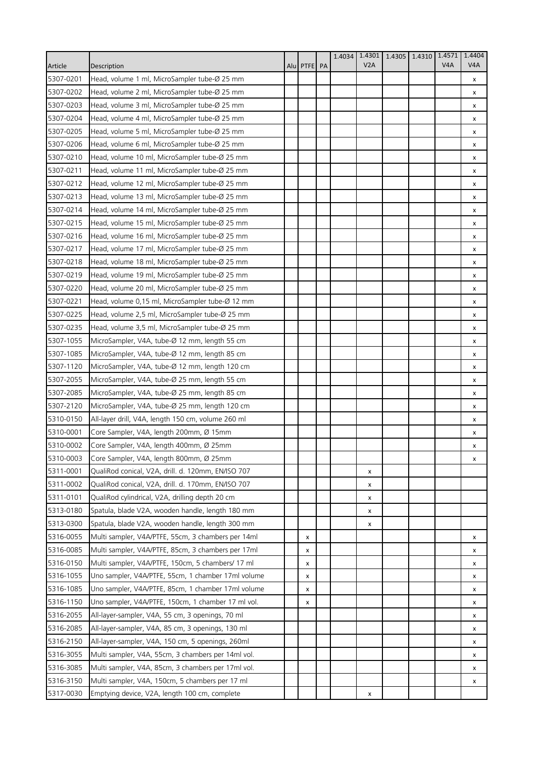| Article | Description | Alu | PTFE | PA | 1.4034 | 1.4301 V2A | 1.4305 | 1.4310 | 1.4571 V4A | 1.4404 V4A |
|---|---|---|---|---|---|---|---|---|---|---|
| 5307-0201 | Head, volume 1 ml, MicroSampler tube-Ø 25 mm | | | | | | | | | x |
| 5307-0202 | Head, volume 2 ml, MicroSampler tube-Ø 25 mm | | | | | | | | | x |
| 5307-0203 | Head, volume 3 ml, MicroSampler tube-Ø 25 mm | | | | | | | | | x |
| 5307-0204 | Head, volume 4 ml, MicroSampler tube-Ø 25 mm | | | | | | | | | x |
| 5307-0205 | Head, volume 5 ml, MicroSampler tube-Ø 25 mm | | | | | | | | | x |
| 5307-0206 | Head, volume 6 ml, MicroSampler tube-Ø 25 mm | | | | | | | | | x |
| 5307-0210 | Head, volume 10 ml, MicroSampler tube-Ø 25 mm | | | | | | | | | x |
| 5307-0211 | Head, volume 11 ml, MicroSampler tube-Ø 25 mm | | | | | | | | | x |
| 5307-0212 | Head, volume 12 ml, MicroSampler tube-Ø 25 mm | | | | | | | | | x |
| 5307-0213 | Head, volume 13 ml, MicroSampler tube-Ø 25 mm | | | | | | | | | x |
| 5307-0214 | Head, volume 14 ml, MicroSampler tube-Ø 25 mm | | | | | | | | | x |
| 5307-0215 | Head, volume 15 ml, MicroSampler tube-Ø 25 mm | | | | | | | | | x |
| 5307-0216 | Head, volume 16 ml, MicroSampler tube-Ø 25 mm | | | | | | | | | x |
| 5307-0217 | Head, volume 17 ml, MicroSampler tube-Ø 25 mm | | | | | | | | | x |
| 5307-0218 | Head, volume 18 ml, MicroSampler tube-Ø 25 mm | | | | | | | | | x |
| 5307-0219 | Head, volume 19 ml, MicroSampler tube-Ø 25 mm | | | | | | | | | x |
| 5307-0220 | Head, volume 20 ml, MicroSampler tube-Ø 25 mm | | | | | | | | | x |
| 5307-0221 | Head, volume 0,15 ml, MicroSampler tube-Ø 12 mm | | | | | | | | | x |
| 5307-0225 | Head, volume 2,5 ml, MicroSampler tube-Ø 25 mm | | | | | | | | | x |
| 5307-0235 | Head, volume 3,5 ml, MicroSampler tube-Ø 25 mm | | | | | | | | | x |
| 5307-1055 | MicroSampler, V4A, tube-Ø 12 mm, length 55 cm | | | | | | | | | x |
| 5307-1085 | MicroSampler, V4A, tube-Ø 12 mm, length 85 cm | | | | | | | | | x |
| 5307-1120 | MicroSampler, V4A, tube-Ø 12 mm, length 120 cm | | | | | | | | | x |
| 5307-2055 | MicroSampler, V4A, tube-Ø 25 mm, length 55 cm | | | | | | | | | x |
| 5307-2085 | MicroSampler, V4A, tube-Ø 25 mm, length 85 cm | | | | | | | | | x |
| 5307-2120 | MicroSampler, V4A, tube-Ø 25 mm, length 120 cm | | | | | | | | | x |
| 5310-0150 | All-layer drill, V4A, length 150 cm, volume 260 ml | | | | | | | | | x |
| 5310-0001 | Core Sampler, V4A, length 200mm, Ø 15mm | | | | | | | | | x |
| 5310-0002 | Core Sampler, V4A, length 400mm, Ø 25mm | | | | | | | | | x |
| 5310-0003 | Core Sampler, V4A, length 800mm, Ø 25mm | | | | | | | | | x |
| 5311-0001 | QualiRod conical, V2A, drill. d. 120mm, EN/ISO 707 | | | | | x | | | | |
| 5311-0002 | QualiRod conical, V2A, drill. d. 170mm, EN/ISO 707 | | | | | x | | | | |
| 5311-0101 | QualiRod cylindrical, V2A, drilling depth 20 cm | | | | | x | | | | |
| 5313-0180 | Spatula, blade V2A, wooden handle, length 180 mm | | | | | x | | | | |
| 5313-0300 | Spatula, blade V2A, wooden handle, length 300 mm | | | | | x | | | | |
| 5316-0055 | Multi sampler, V4A/PTFE, 55cm, 3 chambers per 14ml | | x | | | | | | | x |
| 5316-0085 | Multi sampler, V4A/PTFE, 85cm, 3 chambers per 17ml | | x | | | | | | | x |
| 5316-0150 | Multi sampler, V4A/PTFE, 150cm, 5 chambers/ 17 ml | | x | | | | | | | x |
| 5316-1055 | Uno sampler, V4A/PTFE, 55cm, 1 chamber 17ml volume | | x | | | | | | | x |
| 5316-1085 | Uno sampler, V4A/PTFE, 85cm, 1 chamber 17ml volume | | x | | | | | | | x |
| 5316-1150 | Uno sampler, V4A/PTFE, 150cm, 1 chamber 17 ml vol. | | x | | | | | | | x |
| 5316-2055 | All-layer-sampler, V4A, 55 cm, 3 openings, 70 ml | | | | | | | | | x |
| 5316-2085 | All-layer-sampler, V4A, 85 cm, 3 openings, 130 ml | | | | | | | | | x |
| 5316-2150 | All-layer-sampler, V4A, 150 cm, 5 openings, 260ml | | | | | | | | | x |
| 5316-3055 | Multi sampler, V4A, 55cm, 3 chambers per 14ml vol. | | | | | | | | | x |
| 5316-3085 | Multi sampler, V4A, 85cm, 3 chambers per 17ml vol. | | | | | | | | | x |
| 5316-3150 | Multi sampler, V4A, 150cm, 5 chambers per 17 ml | | | | | | | | | x |
| 5317-0030 | Emptying device, V2A, length 100 cm, complete | | | | | x | | | | |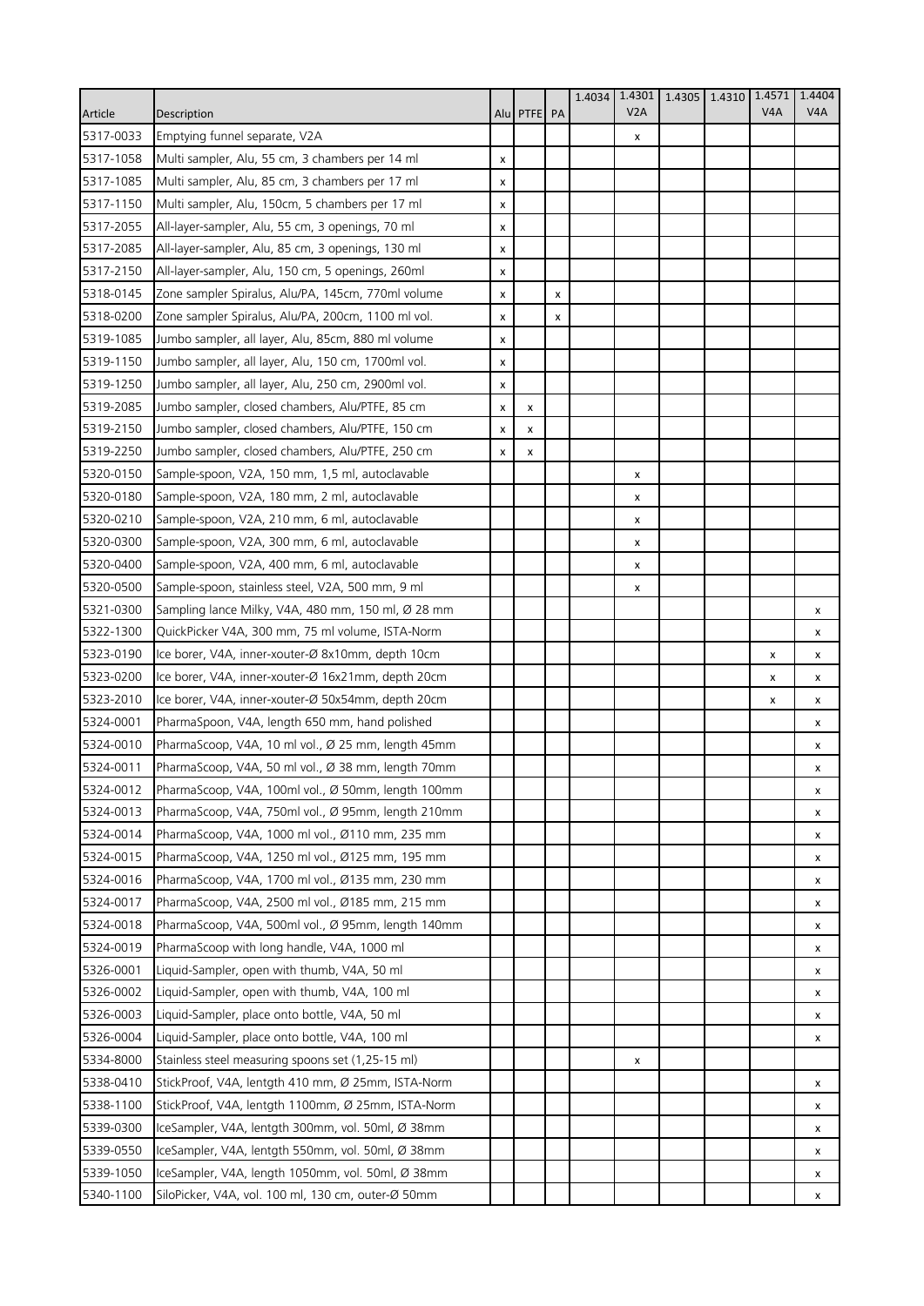| Article | Description | Alu | PTFE | PA | 1.4034 | 1.4301 V2A | 1.4305 | 1.4310 | 1.4571 V4A | 1.4404 V4A |
|---|---|---|---|---|---|---|---|---|---|---|
| 5317-0033 | Emptying funnel separate, V2A | | | | | x | | | | |
| 5317-1058 | Multi sampler, Alu, 55 cm, 3 chambers per 14 ml | x | | | | | | | | |
| 5317-1085 | Multi sampler, Alu, 85 cm, 3 chambers per 17 ml | x | | | | | | | | |
| 5317-1150 | Multi sampler, Alu, 150cm, 5 chambers per 17 ml | x | | | | | | | | |
| 5317-2055 | All-layer-sampler, Alu, 55 cm, 3 openings, 70 ml | x | | | | | | | | |
| 5317-2085 | All-layer-sampler, Alu, 85 cm, 3 openings, 130 ml | x | | | | | | | | |
| 5317-2150 | All-layer-sampler, Alu, 150 cm, 5 openings, 260ml | x | | | | | | | | |
| 5318-0145 | Zone sampler Spiralus, Alu/PA, 145cm, 770ml volume | x | | x | | | | | | |
| 5318-0200 | Zone sampler Spiralus, Alu/PA, 200cm, 1100 ml vol. | x | | x | | | | | | |
| 5319-1085 | Jumbo sampler, all layer, Alu, 85cm, 880 ml volume | x | | | | | | | | |
| 5319-1150 | Jumbo sampler, all layer, Alu, 150 cm, 1700ml vol. | x | | | | | | | | |
| 5319-1250 | Jumbo sampler, all layer, Alu, 250 cm, 2900ml vol. | x | | | | | | | | |
| 5319-2085 | Jumbo sampler, closed chambers, Alu/PTFE, 85 cm | x | x | | | | | | | |
| 5319-2150 | Jumbo sampler, closed chambers, Alu/PTFE, 150 cm | x | x | | | | | | | |
| 5319-2250 | Jumbo sampler, closed chambers, Alu/PTFE, 250 cm | x | x | | | | | | | |
| 5320-0150 | Sample-spoon, V2A, 150 mm, 1,5 ml, autoclavable | | | | | x | | | | |
| 5320-0180 | Sample-spoon, V2A, 180 mm, 2 ml, autoclavable | | | | | x | | | | |
| 5320-0210 | Sample-spoon, V2A, 210 mm, 6 ml, autoclavable | | | | | x | | | | |
| 5320-0300 | Sample-spoon, V2A, 300 mm, 6 ml, autoclavable | | | | | x | | | | |
| 5320-0400 | Sample-spoon, V2A, 400 mm, 6 ml, autoclavable | | | | | x | | | | |
| 5320-0500 | Sample-spoon, stainless steel, V2A, 500 mm, 9 ml | | | | | x | | | | |
| 5321-0300 | Sampling lance Milky, V4A, 480 mm, 150 ml, Ø 28 mm | | | | | | | | | x |
| 5322-1300 | QuickPicker V4A, 300 mm, 75 ml volume, ISTA-Norm | | | | | | | | | x |
| 5323-0190 | Ice borer, V4A, inner-xouter-Ø 8x10mm, depth 10cm | | | | | | | | x | x |
| 5323-0200 | Ice borer, V4A, inner-xouter-Ø 16x21mm, depth 20cm | | | | | | | | x | x |
| 5323-2010 | Ice borer, V4A, inner-xouter-Ø 50x54mm, depth 20cm | | | | | | | | x | x |
| 5324-0001 | PharmaSpoon, V4A, length 650 mm, hand polished | | | | | | | | | x |
| 5324-0010 | PharmaScoop, V4A, 10 ml vol., Ø 25 mm, length 45mm | | | | | | | | | x |
| 5324-0011 | PharmaScoop, V4A, 50 ml vol., Ø 38 mm, length 70mm | | | | | | | | | x |
| 5324-0012 | PharmaScoop, V4A, 100ml vol., Ø 50mm, length 100mm | | | | | | | | | x |
| 5324-0013 | PharmaScoop, V4A, 750ml vol., Ø 95mm, length 210mm | | | | | | | | | x |
| 5324-0014 | PharmaScoop, V4A, 1000 ml vol., Ø110 mm, 235 mm | | | | | | | | | x |
| 5324-0015 | PharmaScoop, V4A, 1250 ml vol., Ø125 mm, 195 mm | | | | | | | | | x |
| 5324-0016 | PharmaScoop, V4A, 1700 ml vol., Ø135 mm, 230 mm | | | | | | | | | x |
| 5324-0017 | PharmaScoop, V4A, 2500 ml vol., Ø185 mm, 215 mm | | | | | | | | | x |
| 5324-0018 | PharmaScoop, V4A, 500ml vol., Ø 95mm, length 140mm | | | | | | | | | x |
| 5324-0019 | PharmaScoop with long handle, V4A, 1000 ml | | | | | | | | | x |
| 5326-0001 | Liquid-Sampler, open with thumb, V4A, 50 ml | | | | | | | | | x |
| 5326-0002 | Liquid-Sampler, open with thumb, V4A, 100 ml | | | | | | | | | x |
| 5326-0003 | Liquid-Sampler, place onto bottle, V4A, 50 ml | | | | | | | | | x |
| 5326-0004 | Liquid-Sampler, place onto bottle, V4A, 100 ml | | | | | | | | | x |
| 5334-8000 | Stainless steel measuring spoons set (1,25-15 ml) | | | | | x | | | | |
| 5338-0410 | StickProof, V4A, lentgth 410 mm, Ø 25mm, ISTA-Norm | | | | | | | | | x |
| 5338-1100 | StickProof, V4A, lentgth 1100mm, Ø 25mm, ISTA-Norm | | | | | | | | | x |
| 5339-0300 | IceSampler, V4A, lentgth 300mm, vol. 50ml, Ø 38mm | | | | | | | | | x |
| 5339-0550 | IceSampler, V4A, lentgth 550mm, vol. 50ml, Ø 38mm | | | | | | | | | x |
| 5339-1050 | IceSampler, V4A, length 1050mm, vol. 50ml, Ø 38mm | | | | | | | | | x |
| 5340-1100 | SiloPicker, V4A, vol. 100 ml, 130 cm, outer-Ø 50mm | | | | | | | | | x |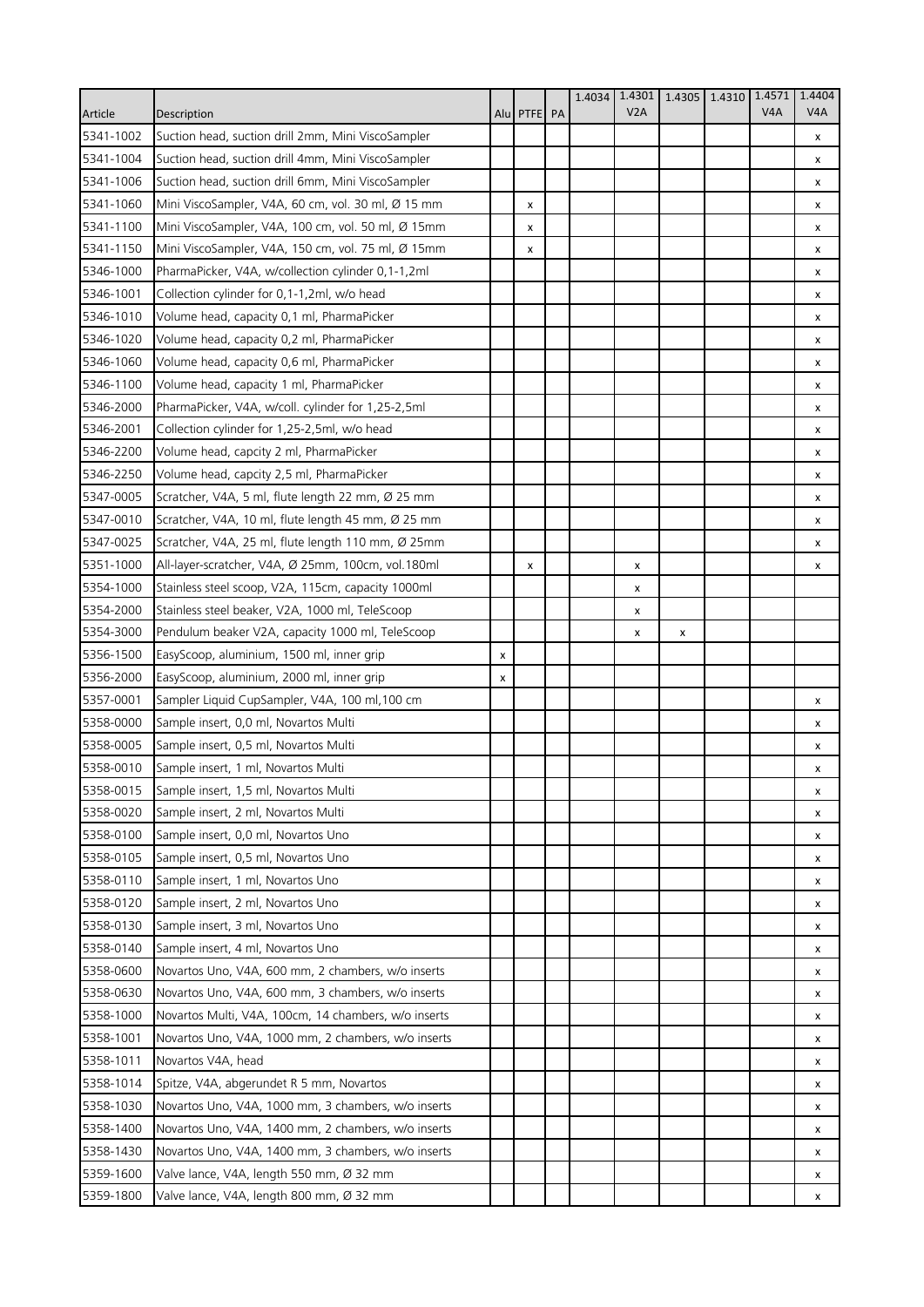| Article | Description | Alu | PTFE | PA | 1.4034 | 1.4301 V2A | 1.4305 | 1.4310 | 1.4571 V4A | 1.4404 V4A |
|---|---|---|---|---|---|---|---|---|---|---|
| 5341-1002 | Suction head, suction drill 2mm, Mini ViscoSampler | | | | | | | | | x |
| 5341-1004 | Suction head, suction drill 4mm, Mini ViscoSampler | | | | | | | | | x |
| 5341-1006 | Suction head, suction drill 6mm, Mini ViscoSampler | | | | | | | | | x |
| 5341-1060 | Mini ViscoSampler, V4A, 60 cm, vol. 30 ml, Ø 15 mm | | x | | | | | | | x |
| 5341-1100 | Mini ViscoSampler, V4A, 100 cm, vol. 50 ml, Ø 15mm | | x | | | | | | | x |
| 5341-1150 | Mini ViscoSampler, V4A, 150 cm, vol. 75 ml, Ø 15mm | | x | | | | | | | x |
| 5346-1000 | PharmaPicker, V4A, w/collection cylinder 0,1-1,2ml | | | | | | | | | x |
| 5346-1001 | Collection cylinder for 0,1-1,2ml, w/o head | | | | | | | | | x |
| 5346-1010 | Volume head, capacity 0,1 ml, PharmaPicker | | | | | | | | | x |
| 5346-1020 | Volume head, capacity 0,2 ml, PharmaPicker | | | | | | | | | x |
| 5346-1060 | Volume head, capacity 0,6 ml, PharmaPicker | | | | | | | | | x |
| 5346-1100 | Volume head, capacity 1 ml, PharmaPicker | | | | | | | | | x |
| 5346-2000 | PharmaPicker, V4A, w/coll. cylinder for 1,25-2,5ml | | | | | | | | | x |
| 5346-2001 | Collection cylinder for 1,25-2,5ml, w/o head | | | | | | | | | x |
| 5346-2200 | Volume head, capcity 2 ml, PharmaPicker | | | | | | | | | x |
| 5346-2250 | Volume head, capcity 2,5 ml, PharmaPicker | | | | | | | | | x |
| 5347-0005 | Scratcher, V4A, 5 ml, flute length 22 mm, Ø 25 mm | | | | | | | | | x |
| 5347-0010 | Scratcher, V4A, 10 ml, flute length 45 mm, Ø 25 mm | | | | | | | | | x |
| 5347-0025 | Scratcher, V4A, 25 ml, flute length 110 mm, Ø 25mm | | | | | | | | | x |
| 5351-1000 | All-layer-scratcher, V4A, Ø 25mm, 100cm, vol.180ml | | x | | | x | | | | x |
| 5354-1000 | Stainless steel scoop, V2A, 115cm, capacity 1000ml | | | | | x | | | | |
| 5354-2000 | Stainless steel beaker, V2A, 1000 ml, TeleScoop | | | | | x | | | | |
| 5354-3000 | Pendulum beaker V2A, capacity 1000 ml, TeleScoop | | | | | x | x | | | |
| 5356-1500 | EasyScoop, aluminium, 1500 ml, inner grip | x | | | | | | | | |
| 5356-2000 | EasyScoop, aluminium, 2000 ml, inner grip | x | | | | | | | | |
| 5357-0001 | Sampler Liquid CupSampler, V4A, 100 ml,100 cm | | | | | | | | | x |
| 5358-0000 | Sample insert, 0,0 ml, Novartos Multi | | | | | | | | | x |
| 5358-0005 | Sample insert, 0,5 ml, Novartos Multi | | | | | | | | | x |
| 5358-0010 | Sample insert, 1 ml, Novartos Multi | | | | | | | | | x |
| 5358-0015 | Sample insert, 1,5 ml, Novartos Multi | | | | | | | | | x |
| 5358-0020 | Sample insert, 2 ml, Novartos Multi | | | | | | | | | x |
| 5358-0100 | Sample insert, 0,0 ml, Novartos Uno | | | | | | | | | x |
| 5358-0105 | Sample insert, 0,5 ml, Novartos Uno | | | | | | | | | x |
| 5358-0110 | Sample insert, 1 ml, Novartos Uno | | | | | | | | | x |
| 5358-0120 | Sample insert, 2 ml, Novartos Uno | | | | | | | | | x |
| 5358-0130 | Sample insert, 3 ml, Novartos Uno | | | | | | | | | x |
| 5358-0140 | Sample insert, 4 ml, Novartos Uno | | | | | | | | | x |
| 5358-0600 | Novartos Uno, V4A, 600 mm, 2 chambers, w/o inserts | | | | | | | | | x |
| 5358-0630 | Novartos Uno, V4A, 600 mm, 3 chambers, w/o inserts | | | | | | | | | x |
| 5358-1000 | Novartos Multi, V4A, 100cm, 14 chambers, w/o inserts | | | | | | | | | x |
| 5358-1001 | Novartos Uno, V4A, 1000 mm, 2 chambers, w/o inserts | | | | | | | | | x |
| 5358-1011 | Novartos V4A, head | | | | | | | | | x |
| 5358-1014 | Spitze, V4A, abgerundet R 5 mm, Novartos | | | | | | | | | x |
| 5358-1030 | Novartos Uno, V4A, 1000 mm, 3 chambers, w/o inserts | | | | | | | | | x |
| 5358-1400 | Novartos Uno, V4A, 1400 mm, 2 chambers, w/o inserts | | | | | | | | | x |
| 5358-1430 | Novartos Uno, V4A, 1400 mm, 3 chambers, w/o inserts | | | | | | | | | x |
| 5359-1600 | Valve lance, V4A, length 550 mm, Ø 32 mm | | | | | | | | | x |
| 5359-1800 | Valve lance, V4A, length 800 mm, Ø 32 mm | | | | | | | | | x |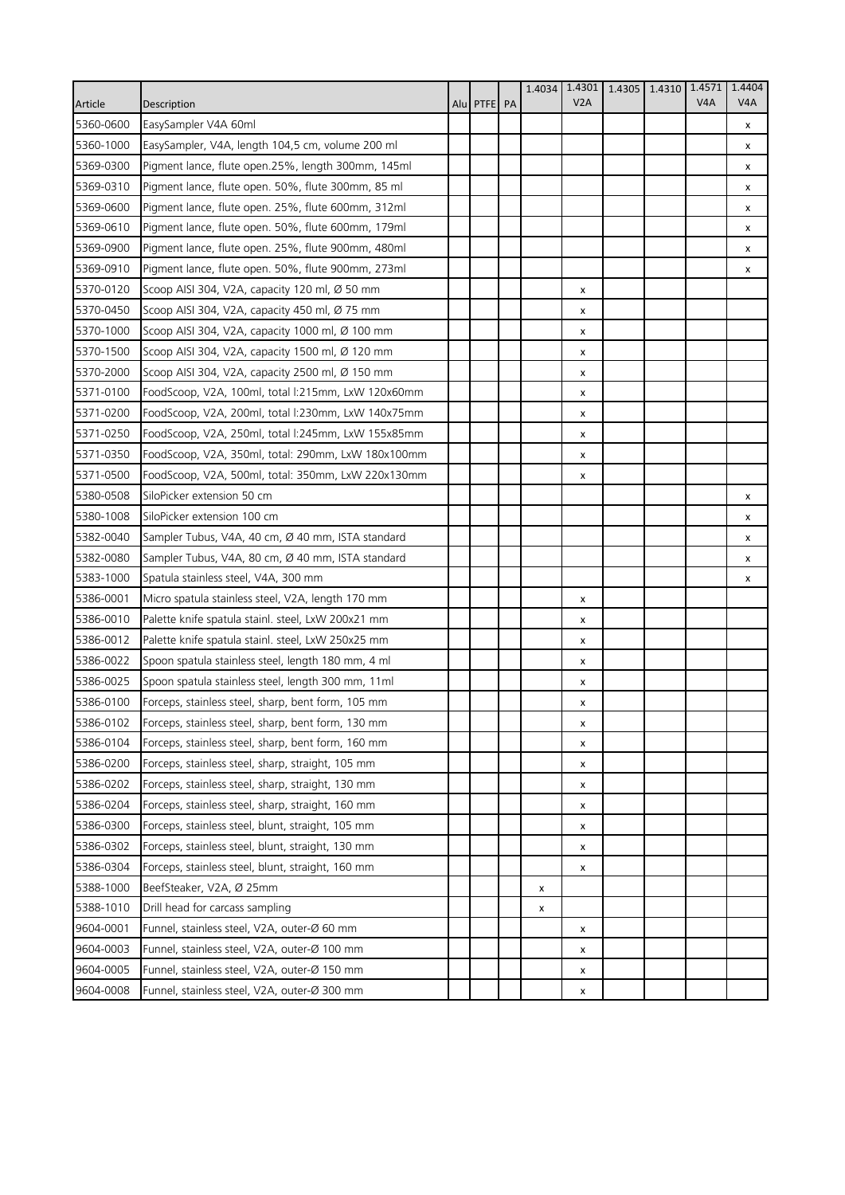| Article | Description | Alu | PTFE | PA | 1.4034 | 1.4301 V2A | 1.4305 | 1.4310 | 1.4571 V4A | 1.4404 V4A |
|---|---|---|---|---|---|---|---|---|---|---|
| 5360-0600 | EasySampler V4A 60ml | | | | | | | | | x |
| 5360-1000 | EasySampler, V4A, length 104,5 cm, volume 200 ml | | | | | | | | | x |
| 5369-0300 | Pigment lance, flute open.25%, length 300mm, 145ml | | | | | | | | | x |
| 5369-0310 | Pigment lance, flute open. 50%, flute 300mm, 85 ml | | | | | | | | | x |
| 5369-0600 | Pigment lance, flute open. 25%, flute 600mm, 312ml | | | | | | | | | x |
| 5369-0610 | Pigment lance, flute open. 50%, flute 600mm, 179ml | | | | | | | | | x |
| 5369-0900 | Pigment lance, flute open. 25%, flute 900mm, 480ml | | | | | | | | | x |
| 5369-0910 | Pigment lance, flute open. 50%, flute 900mm, 273ml | | | | | | | | | x |
| 5370-0120 | Scoop AISI 304, V2A, capacity 120 ml, Ø 50 mm | | | | | x | | | | |
| 5370-0450 | Scoop AISI 304, V2A, capacity 450 ml, Ø 75 mm | | | | | x | | | | |
| 5370-1000 | Scoop AISI 304, V2A, capacity 1000 ml, Ø 100 mm | | | | | x | | | | |
| 5370-1500 | Scoop AISI 304, V2A, capacity 1500 ml, Ø 120 mm | | | | | x | | | | |
| 5370-2000 | Scoop AISI 304, V2A, capacity 2500 ml, Ø 150 mm | | | | | x | | | | |
| 5371-0100 | FoodScoop, V2A, 100ml, total l:215mm, LxW 120x60mm | | | | | x | | | | |
| 5371-0200 | FoodScoop, V2A, 200ml, total l:230mm, LxW 140x75mm | | | | | x | | | | |
| 5371-0250 | FoodScoop, V2A, 250ml, total l:245mm, LxW 155x85mm | | | | | x | | | | |
| 5371-0350 | FoodScoop, V2A, 350ml, total: 290mm, LxW 180x100mm | | | | | x | | | | |
| 5371-0500 | FoodScoop, V2A, 500ml, total: 350mm, LxW 220x130mm | | | | | x | | | | |
| 5380-0508 | SiloPicker extension 50 cm | | | | | | | | | x |
| 5380-1008 | SiloPicker extension 100 cm | | | | | | | | | x |
| 5382-0040 | Sampler Tubus, V4A, 40 cm, Ø 40 mm, ISTA standard | | | | | | | | | x |
| 5382-0080 | Sampler Tubus, V4A, 80 cm, Ø 40 mm, ISTA standard | | | | | | | | | x |
| 5383-1000 | Spatula stainless steel, V4A, 300 mm | | | | | | | | | x |
| 5386-0001 | Micro spatula stainless steel, V2A, length 170 mm | | | | | x | | | | |
| 5386-0010 | Palette knife spatula stainl. steel, LxW 200x21 mm | | | | | x | | | | |
| 5386-0012 | Palette knife spatula stainl. steel, LxW 250x25 mm | | | | | x | | | | |
| 5386-0022 | Spoon spatula stainless steel, length 180 mm, 4 ml | | | | | x | | | | |
| 5386-0025 | Spoon spatula stainless steel, length 300 mm, 11ml | | | | | x | | | | |
| 5386-0100 | Forceps, stainless steel, sharp, bent form, 105 mm | | | | | x | | | | |
| 5386-0102 | Forceps, stainless steel, sharp, bent form, 130 mm | | | | | x | | | | |
| 5386-0104 | Forceps, stainless steel, sharp, bent form, 160 mm | | | | | x | | | | |
| 5386-0200 | Forceps, stainless steel, sharp, straight, 105 mm | | | | | x | | | | |
| 5386-0202 | Forceps, stainless steel, sharp, straight, 130 mm | | | | | x | | | | |
| 5386-0204 | Forceps, stainless steel, sharp, straight, 160 mm | | | | | x | | | | |
| 5386-0300 | Forceps, stainless steel, blunt, straight, 105 mm | | | | | x | | | | |
| 5386-0302 | Forceps, stainless steel, blunt, straight, 130 mm | | | | | x | | | | |
| 5386-0304 | Forceps, stainless steel, blunt, straight, 160 mm | | | | | x | | | | |
| 5388-1000 | BeefSteaker, V2A, Ø 25mm | | | | x | | | | | |
| 5388-1010 | Drill head for carcass sampling | | | | x | | | | | |
| 9604-0001 | Funnel, stainless steel, V2A, outer-Ø 60 mm | | | | | x | | | | |
| 9604-0003 | Funnel, stainless steel, V2A, outer-Ø 100 mm | | | | | x | | | | |
| 9604-0005 | Funnel, stainless steel, V2A, outer-Ø 150 mm | | | | | x | | | | |
| 9604-0008 | Funnel, stainless steel, V2A, outer-Ø 300 mm | | | | | x | | | | |